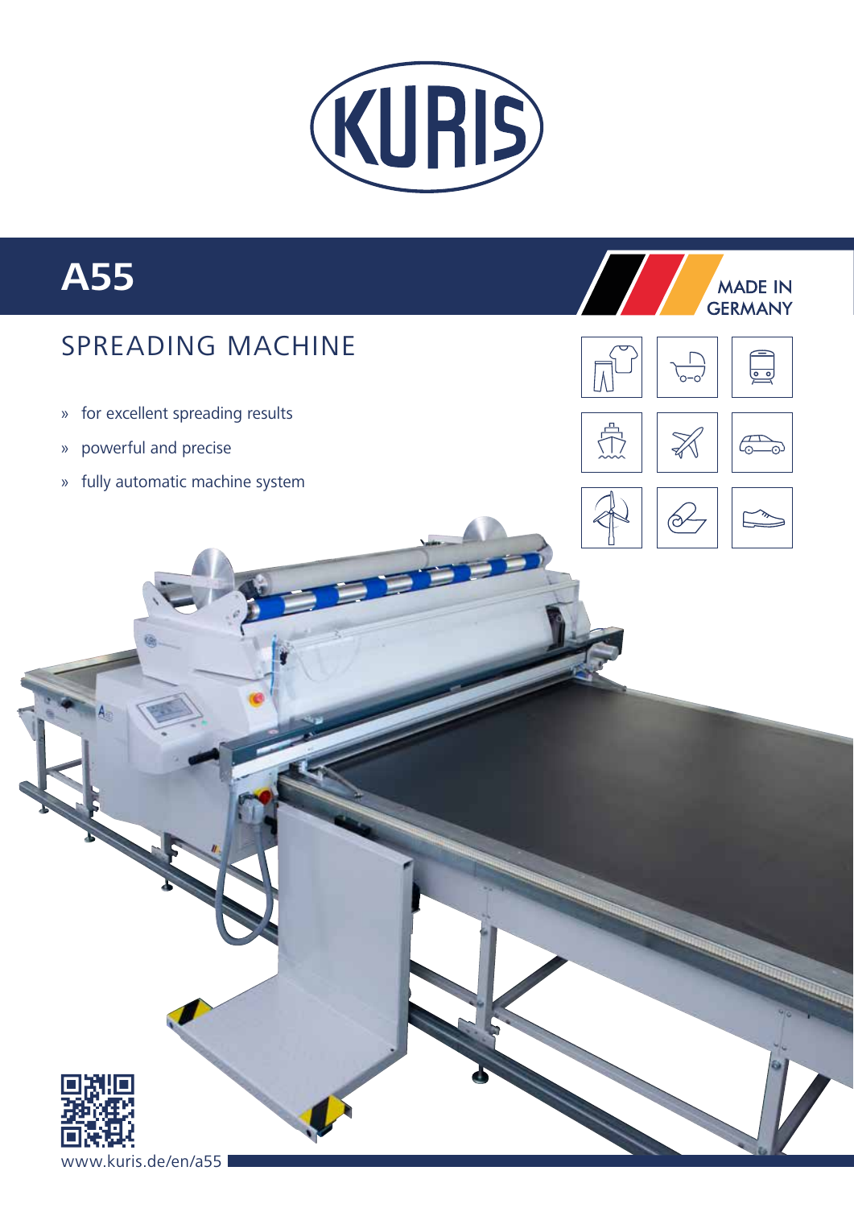KURIS

# A55

MADE IN GERMANY

## SPREADING MACHINE

» for excellent spreading results

» powerful and precise

» fully automatic machine system

www.kuris.de/en/a55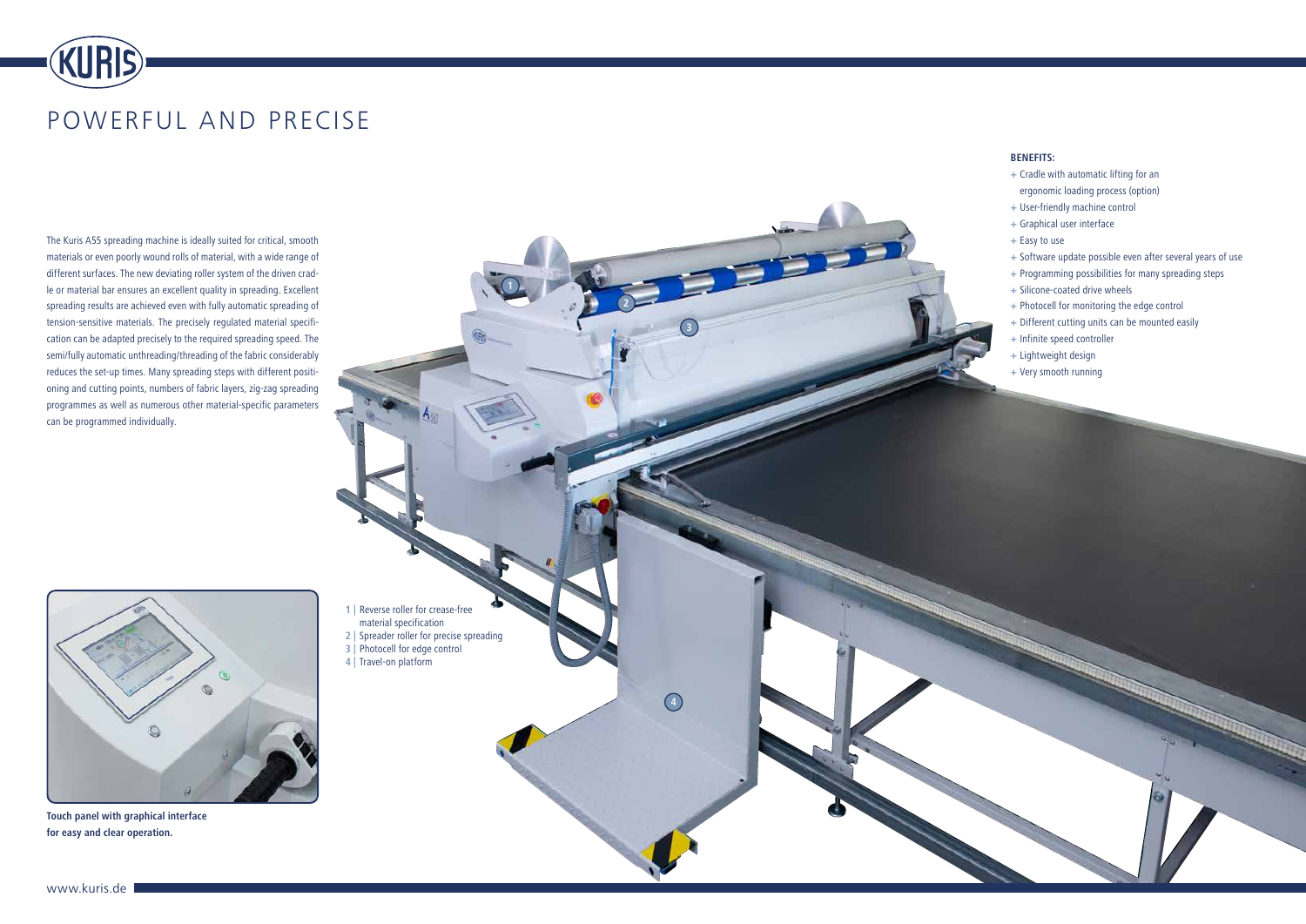# POWERFUL AND PRECISE

The Kuris A55 spreading machine is ideally suited for critical, smooth materials or even poorly wound rolls of material, with a wide range of different surfaces. The new deviating roller system of the driven cradle or material bar ensures an excellent quality in spreading. Excellent spreading results are achieved even with fully automatic spreading of tension-sensitive materials. The precisely regulated material specification can be adapted precisely to the required spreading speed. The semi/fully automatic unthreading/threading of the fabric considerably reduces the set-up times. Many spreading steps with different positioning and cutting points, numbers of fabric layers, zig-zag spreading programmes as well as numerous other material-specific parameters can be programmed individually.

**BENEFITS:**

+ Cradle with automatic lifting for an ergonomic loading process (option)
+ User-friendly machine control
+ Graphical user interface
+ Easy to use
+ Software update possible even after several years of use
+ Programming possibilities for many spreading steps
+ Silicone-coated drive wheels
+ Photocell for monitoring the edge control
+ Different cutting units can be mounted easily
+ Infinite speed controller
+ Lightweight design
+ Very smooth running

1 | Reverse roller for crease-free material specification
2 | Spreader roller for precise spreading
3 | Photocell for edge control
4 | Travel-on platform

**Touch panel with graphical interface for easy and clear operation.**

www.kuris.de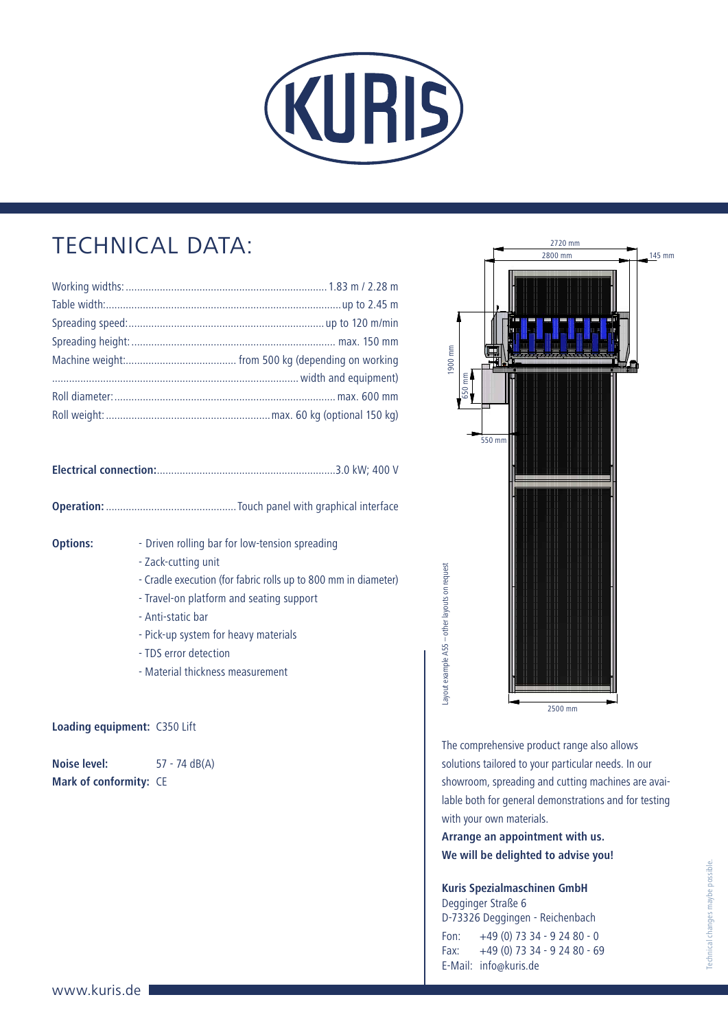KURIS

# TECHNICAL DATA:

Working widths: 1.83 m / 2.28 m
Table width: up to 2.45 m
Spreading speed: up to 120 m/min
Spreading height: max. 150 mm
Machine weight: from 500 kg (depending on working width and equipment)
Roll diameter: max. 600 mm
Roll weight: max. 60 kg (optional 150 kg)

**Electrical connection:** 3.0 kW; 400 V

**Operation:** Touch panel with graphical interface

**Options:**

- Driven rolling bar for low-tension spreading
- Zack-cutting unit
- Cradle execution (for fabric rolls up to 800 mm in diameter)
- Travel-on platform and seating support
- Anti-static bar
- Pick-up system for heavy materials
- TDS error detection
- Material thickness measurement

**Loading equipment:** C350 Lift

**Noise level:** 57 - 74 dB(A)
**Mark of conformity:** CE

2720 mm
2800 mm
145 mm
1900 mm
650 mm
550 mm
2500 mm

Layout example A55 – other layouts on request

The comprehensive product range also allows solutions tailored to your particular needs. In our showroom, spreading and cutting machines are available both for general demonstrations and for testing with your own materials.

**Arrange an appointment with us.**
**We will be delighted to advise you!**

**Kuris Spezialmaschinen GmbH**
Degginger Straße 6
D-73326 Deggingen - Reichenbach
Fon: +49 (0) 73 34 - 9 24 80 - 0
Fax: +49 (0) 73 34 - 9 24 80 - 69
E-Mail: info@kuris.de

Technical changes maybe possible.

www.kuris.de